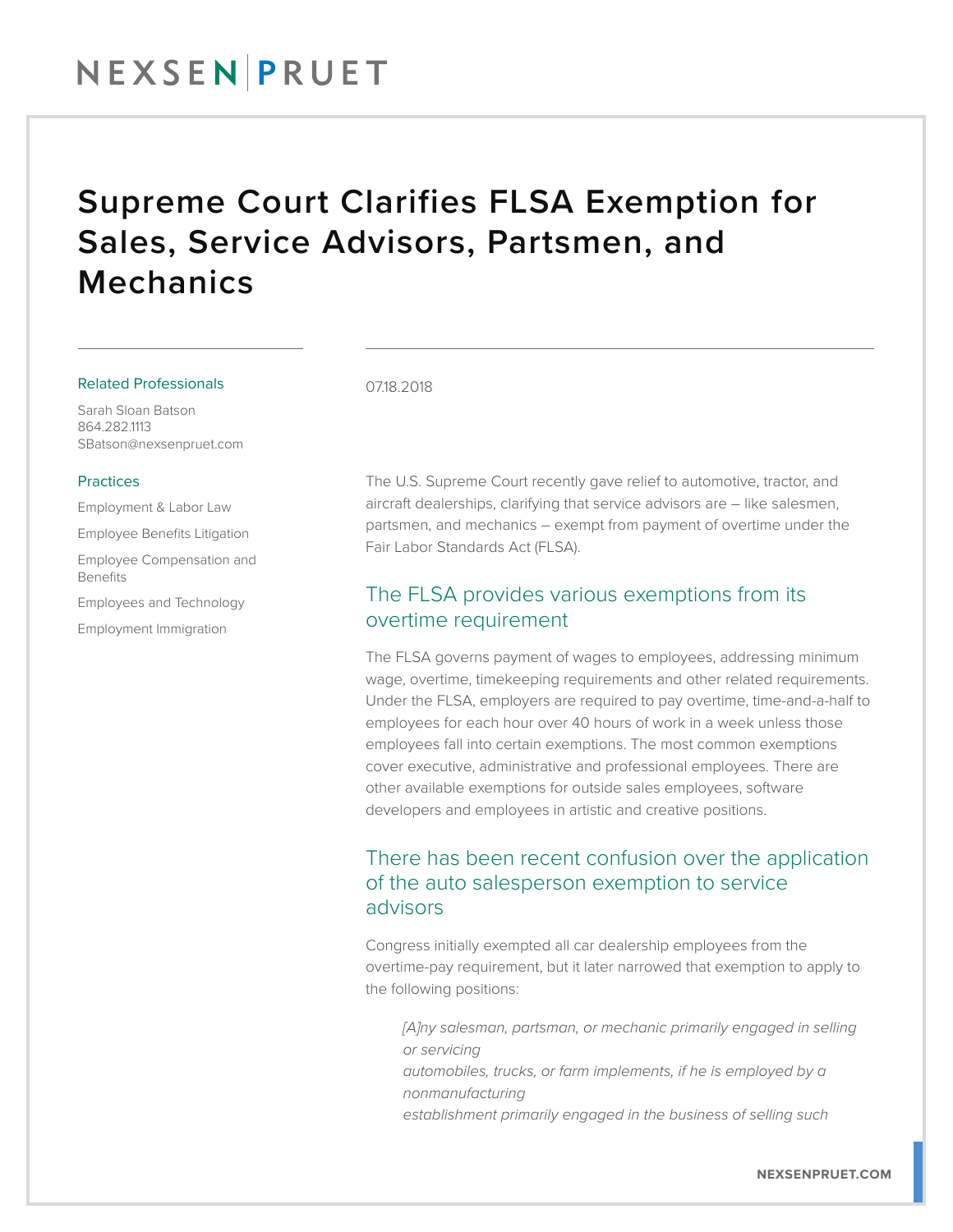# Supreme Court Clarifies FLSA Exemption for Sales, Service Advisors, Partsmen, and Mechanics

**Related Professionals**

Sarah Sloan Batson
864.282.1113
SBatson@nexsenpruet.com

**Practices**

Employment & Labor Law

Employee Benefits Litigation

Employee Compensation and Benefits

Employees and Technology

Employment Immigration

07.18.2018

The U.S. Supreme Court recently gave relief to automotive, tractor, and aircraft dealerships, clarifying that service advisors are – like salesmen, partsmen, and mechanics – exempt from payment of overtime under the Fair Labor Standards Act (FLSA).

## The FLSA provides various exemptions from its overtime requirement

The FLSA governs payment of wages to employees, addressing minimum wage, overtime, timekeeping requirements and other related requirements. Under the FLSA, employers are required to pay overtime, time-and-a-half to employees for each hour over 40 hours of work in a week unless those employees fall into certain exemptions. The most common exemptions cover executive, administrative and professional employees. There are other available exemptions for outside sales employees, software developers and employees in artistic and creative positions.

## There has been recent confusion over the application of the auto salesperson exemption to service advisors

Congress initially exempted all car dealership employees from the overtime-pay requirement, but it later narrowed that exemption to apply to the following positions:

> *[A]ny salesman, partsman, or mechanic primarily engaged in selling or servicing*
> *automobiles, trucks, or farm implements, if he is employed by a nonmanufacturing*
> *establishment primarily engaged in the business of selling such*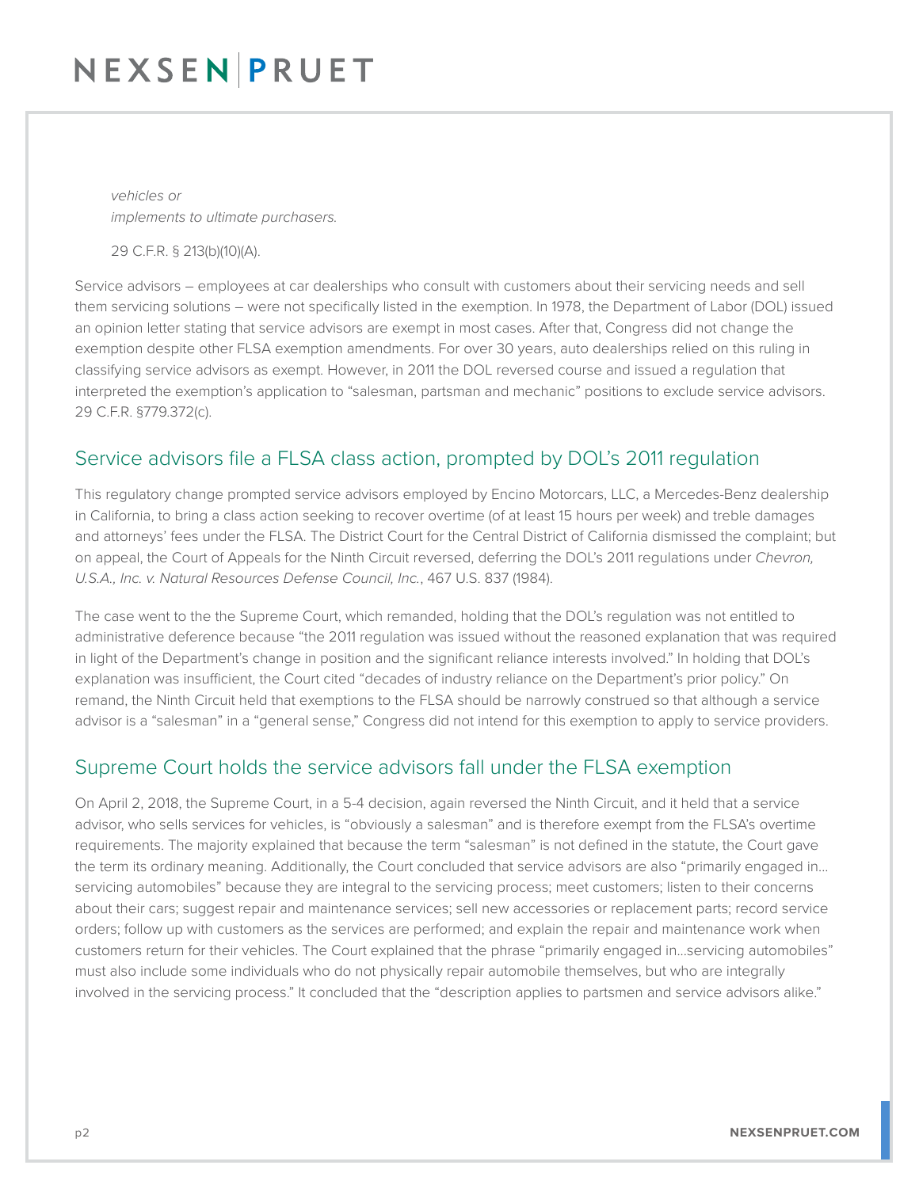*vehicles or implements to ultimate purchasers.*

29 C.F.R. § 213(b)(10)(A).

Service advisors – employees at car dealerships who consult with customers about their servicing needs and sell them servicing solutions – were not specifically listed in the exemption. In 1978, the Department of Labor (DOL) issued an opinion letter stating that service advisors are exempt in most cases. After that, Congress did not change the exemption despite other FLSA exemption amendments. For over 30 years, auto dealerships relied on this ruling in classifying service advisors as exempt. However, in 2011 the DOL reversed course and issued a regulation that interpreted the exemption's application to "salesman, partsman and mechanic" positions to exclude service advisors. 29 C.F.R. §779.372(c).

## Service advisors file a FLSA class action, prompted by DOL's 2011 regulation

This regulatory change prompted service advisors employed by Encino Motorcars, LLC, a Mercedes-Benz dealership in California, to bring a class action seeking to recover overtime (of at least 15 hours per week) and treble damages and attorneys' fees under the FLSA. The District Court for the Central District of California dismissed the complaint; but on appeal, the Court of Appeals for the Ninth Circuit reversed, deferring the DOL's 2011 regulations under *Chevron, U.S.A., Inc. v. Natural Resources Defense Council, Inc.*, 467 U.S. 837 (1984).

The case went to the the Supreme Court, which remanded, holding that the DOL's regulation was not entitled to administrative deference because "the 2011 regulation was issued without the reasoned explanation that was required in light of the Department's change in position and the significant reliance interests involved." In holding that DOL's explanation was insufficient, the Court cited "decades of industry reliance on the Department's prior policy." On remand, the Ninth Circuit held that exemptions to the FLSA should be narrowly construed so that although a service advisor is a "salesman" in a "general sense," Congress did not intend for this exemption to apply to service providers.

## Supreme Court holds the service advisors fall under the FLSA exemption

On April 2, 2018, the Supreme Court, in a 5-4 decision, again reversed the Ninth Circuit, and it held that a service advisor, who sells services for vehicles, is "obviously a salesman" and is therefore exempt from the FLSA's overtime requirements. The majority explained that because the term "salesman" is not defined in the statute, the Court gave the term its ordinary meaning. Additionally, the Court concluded that service advisors are also "primarily engaged in… servicing automobiles" because they are integral to the servicing process; meet customers; listen to their concerns about their cars; suggest repair and maintenance services; sell new accessories or replacement parts; record service orders; follow up with customers as the services are performed; and explain the repair and maintenance work when customers return for their vehicles. The Court explained that the phrase "primarily engaged in…servicing automobiles" must also include some individuals who do not physically repair automobile themselves, but who are integrally involved in the servicing process." It concluded that the "description applies to partsmen and service advisors alike."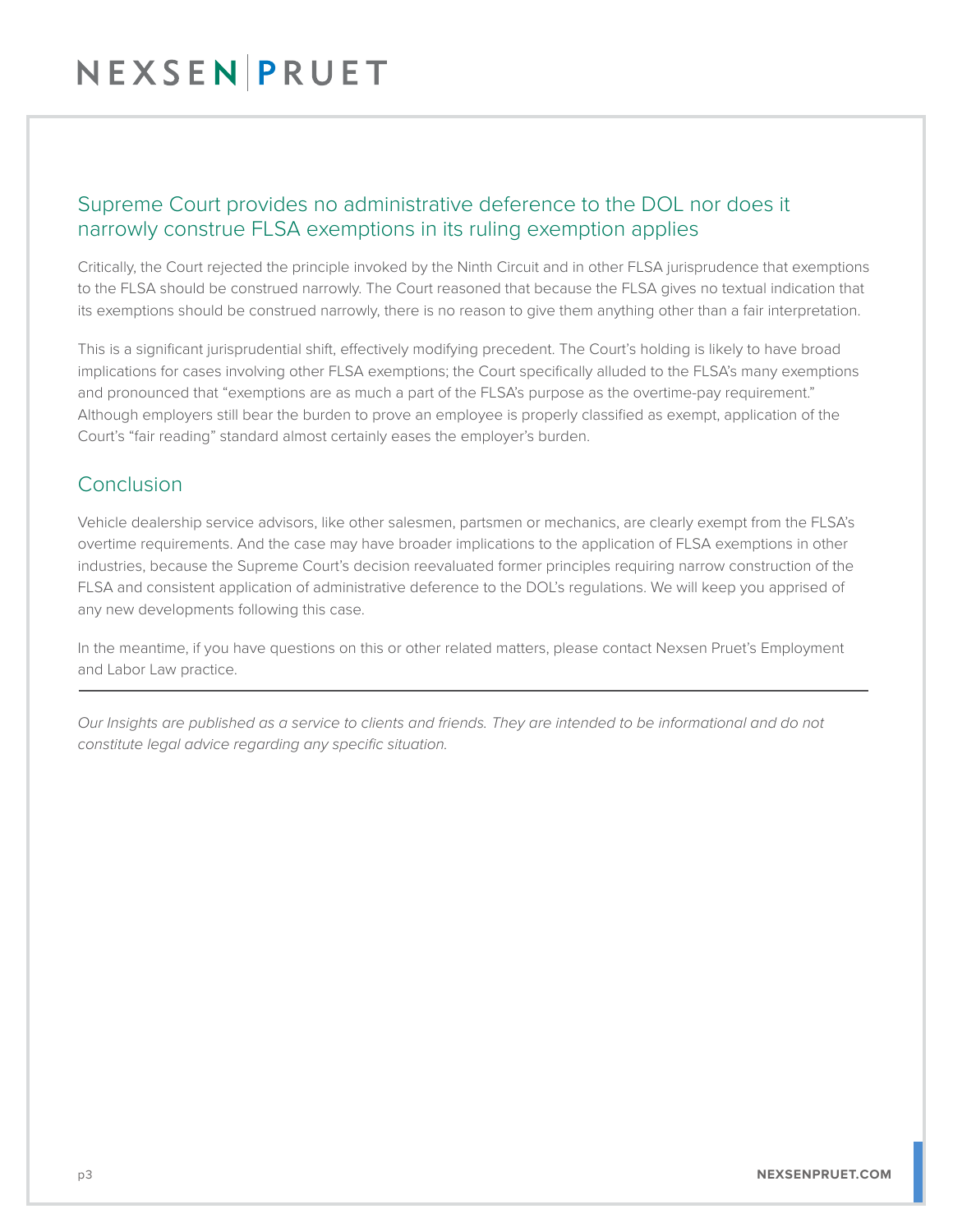## Supreme Court provides no administrative deference to the DOL nor does it narrowly construe FLSA exemptions in its ruling exemption applies

Critically, the Court rejected the principle invoked by the Ninth Circuit and in other FLSA jurisprudence that exemptions to the FLSA should be construed narrowly. The Court reasoned that because the FLSA gives no textual indication that its exemptions should be construed narrowly, there is no reason to give them anything other than a fair interpretation.

This is a significant jurisprudential shift, effectively modifying precedent. The Court's holding is likely to have broad implications for cases involving other FLSA exemptions; the Court specifically alluded to the FLSA's many exemptions and pronounced that "exemptions are as much a part of the FLSA's purpose as the overtime-pay requirement." Although employers still bear the burden to prove an employee is properly classified as exempt, application of the Court's "fair reading" standard almost certainly eases the employer's burden.

## Conclusion

Vehicle dealership service advisors, like other salesmen, partsmen or mechanics, are clearly exempt from the FLSA's overtime requirements. And the case may have broader implications to the application of FLSA exemptions in other industries, because the Supreme Court's decision reevaluated former principles requiring narrow construction of the FLSA and consistent application of administrative deference to the DOL's regulations. We will keep you apprised of any new developments following this case.

In the meantime, if you have questions on this or other related matters, please contact Nexsen Pruet's Employment and Labor Law practice.

---

*Our Insights are published as a service to clients and friends. They are intended to be informational and do not constitute legal advice regarding any specific situation.*